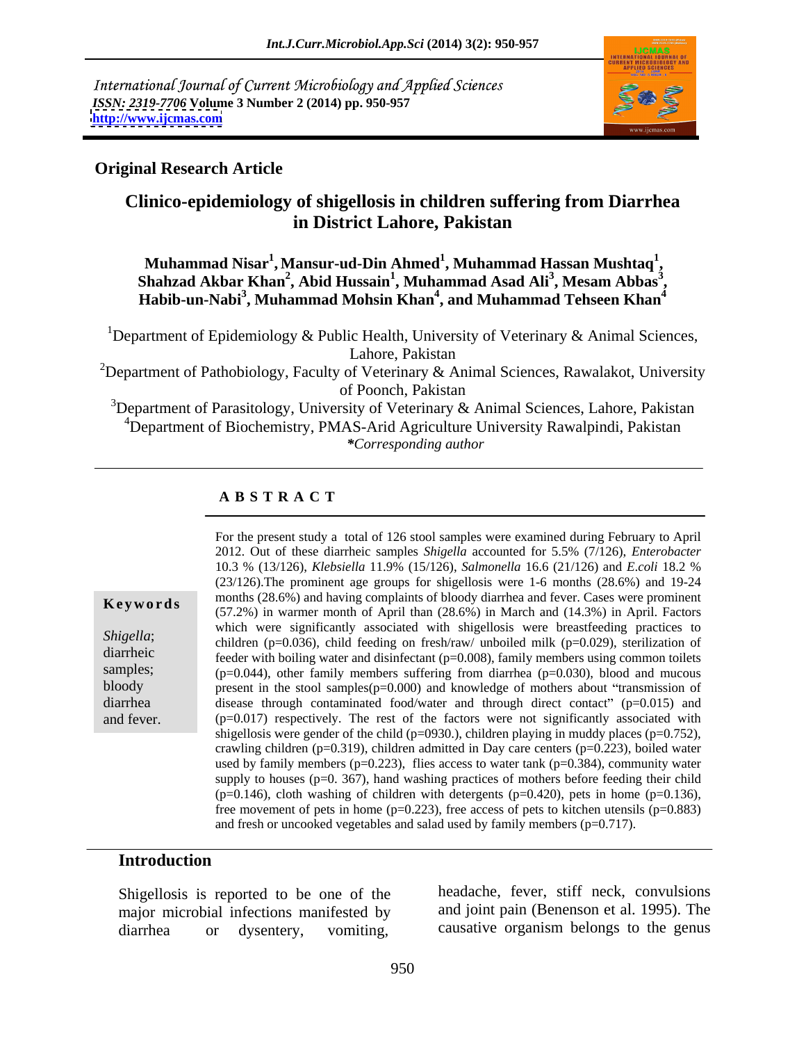International Journal of Current Microbiology and Applied Sciences
*ISSN: 2319-7706* **Volume 3 Number 2 (2014) pp. 950-957**
**http://www.ijcmas.com**

**Original Research Article**

# Clinico-epidemiology of shigellosis in children suffering from Diarrhea in District Lahore, Pakistan

**Muhammad Nisar[1], Mansur-ud-Din Ahmed[1], Muhammad Hassan Mushtaq[1], Shahzad Akbar Khan[2], Abid Hussain[1], Muhammad Asad Ali[3], Mesam Abbas[3], Habib-un-Nabi[3], Muhammad Mohsin Khan[4], and Muhammad Tehseen Khan[4]**

[1]Department of Epidemiology & Public Health, University of Veterinary & Animal Sciences, Lahore, Pakistan

[2]Department of Pathobiology, Faculty of Veterinary & Animal Sciences, Rawalakot, University of Poonch, Pakistan

[3]Department of Parasitology, University of Veterinary & Animal Sciences, Lahore, Pakistan

[4]Department of Biochemistry, PMAS-Arid Agriculture University Rawalpindi, Pakistan

***Corresponding author**

## ABSTRACT

**Keywords**

*Shigella*; diarrheic samples; bloody diarrhea and fever.

For the present study a total of 126 stool samples were examined during February to April 2012. Out of these diarrheic samples *Shigella* accounted for 5.5% (7/126), *Enterobacter* 10.3 % (13/126), *Klebsiella* 11.9% (15/126), *Salmonella* 16.6 (21/126) and *E.coli* 18.2 % (23/126).The prominent age groups for shigellosis were 1-6 months (28.6%) and 19-24 months (28.6%) and having complaints of bloody diarrhea and fever. Cases were prominent (57.2%) in warmer month of April than (28.6%) in March and (14.3%) in April. Factors which were significantly associated with shigellosis were breastfeeding practices to children (p=0.036), child feeding on fresh/raw/ unboiled milk (p=0.029), sterilization of feeder with boiling water and disinfectant (p=0.008), family members using common toilets (p=0.044), other family members suffering from diarrhea (p=0.030), blood and mucous present in the stool samples(p=0.000) and knowledge of mothers about "transmission of disease through contaminated food/water and through direct contact" (p=0.015) and (p=0.017) respectively. The rest of the factors were not significantly associated with shigellosis were gender of the child (p=0930.), children playing in muddy places (p=0.752), crawling children (p=0.319), children admitted in Day care centers (p=0.223), boiled water used by family members (p=0.223), flies access to water tank (p=0.384), community water supply to houses (p=0. 367), hand washing practices of mothers before feeding their child (p=0.146), cloth washing of children with detergents (p=0.420), pets in home (p=0.136), free movement of pets in home (p=0.223), free access of pets to kitchen utensils (p=0.883) and fresh or uncooked vegetables and salad used by family members (p=0.717).

## Introduction

Shigellosis is reported to be one of the major microbial infections manifested by diarrhea or dysentery, vomiting, headache, fever, stiff neck, convulsions and joint pain (Benenson et al. 1995). The causative organism belongs to the genus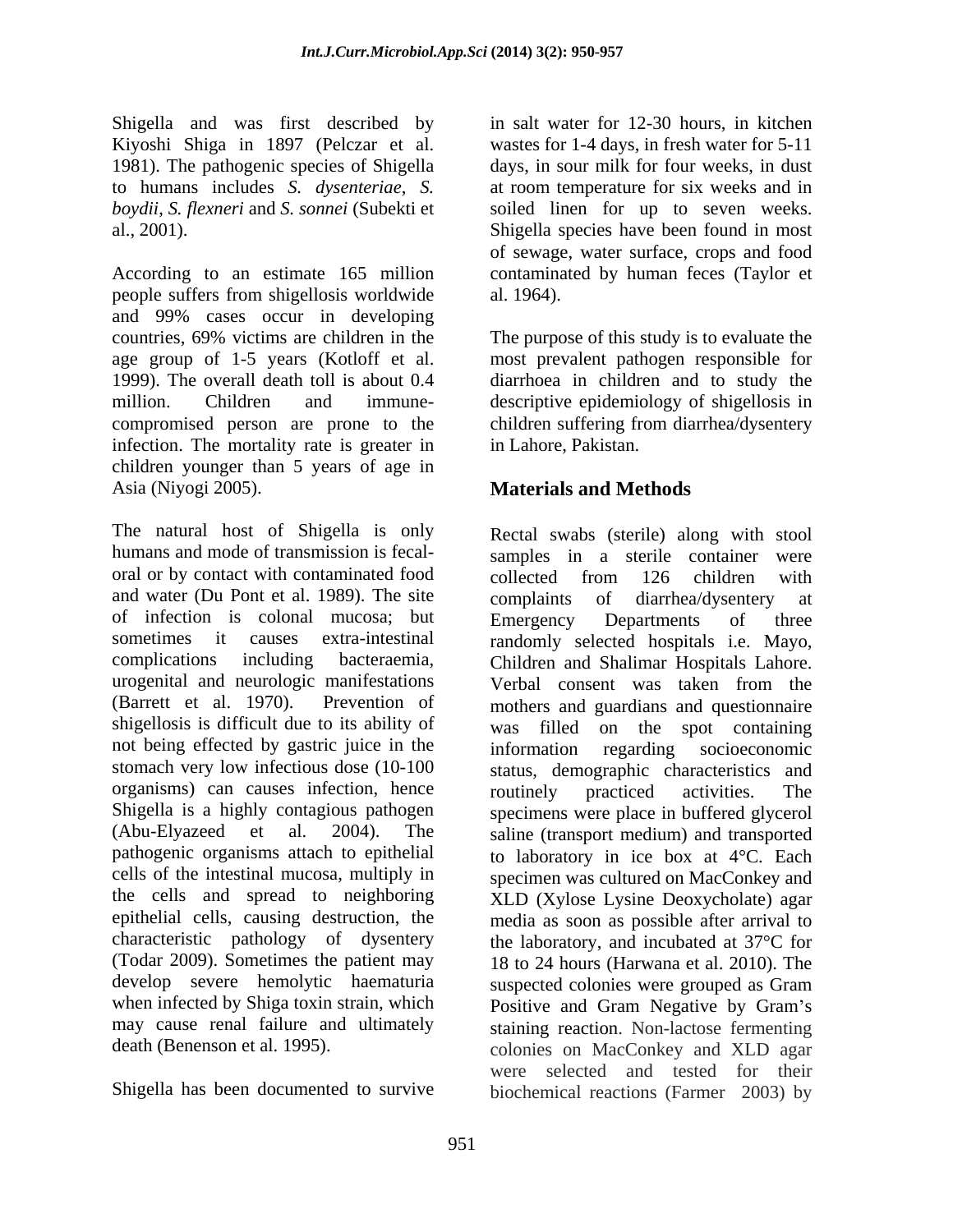Shigella and was first described by Kiyoshi Shiga in 1897 (Pelczar et al. 1981). The pathogenic species of Shigella to humans includes *S. dysenteriae*, *S. boydii*, *S. flexneri* and *S. sonnei* (Subekti et al., 2001).

According to an estimate 165 million people suffers from shigellosis worldwide and 99% cases occur in developing countries, 69% victims are children in the age group of 1-5 years (Kotloff et al. 1999). The overall death toll is about 0.4 million. Children and immune-compromised person are prone to the infection. The mortality rate is greater in children younger than 5 years of age in Asia (Niyogi 2005).

The natural host of Shigella is only humans and mode of transmission is fecal-oral or by contact with contaminated food and water (Du Pont et al. 1989). The site of infection is colonal mucosa; but sometimes it causes extra-intestinal complications including bacteraemia, urogenital and neurologic manifestations (Barrett et al. 1970). Prevention of shigellosis is difficult due to its ability of not being effected by gastric juice in the stomach very low infectious dose (10-100 organisms) can causes infection, hence Shigella is a highly contagious pathogen (Abu-Elyazeed et al. 2004). The pathogenic organisms attach to epithelial cells of the intestinal mucosa, multiply in the cells and spread to neighboring epithelial cells, causing destruction, the characteristic pathology of dysentery (Todar 2009). Sometimes the patient may develop severe hemolytic haematuria when infected by Shiga toxin strain, which may cause renal failure and ultimately death (Benenson et al. 1995).

Shigella has been documented to survive in salt water for 12-30 hours, in kitchen wastes for 1-4 days, in fresh water for 5-11 days, in sour milk for four weeks, in dust at room temperature for six weeks and in soiled linen for up to seven weeks. Shigella species have been found in most of sewage, water surface, crops and food contaminated by human feces (Taylor et al. 1964).

The purpose of this study is to evaluate the most prevalent pathogen responsible for diarrhoea in children and to study the descriptive epidemiology of shigellosis in children suffering from diarrhea/dysentery in Lahore, Pakistan.

## Materials and Methods

Rectal swabs (sterile) along with stool samples in a sterile container were collected from 126 children with complaints of diarrhea/dysentery at Emergency Departments of three randomly selected hospitals i.e. Mayo, Children and Shalimar Hospitals Lahore. Verbal consent was taken from the mothers and guardians and questionnaire was filled on the spot containing information regarding socioeconomic status, demographic characteristics and routinely practiced activities. The specimens were place in buffered glycerol saline (transport medium) and transported to laboratory in ice box at 4°C. Each specimen was cultured on MacConkey and XLD (Xylose Lysine Deoxycholate) agar media as soon as possible after arrival to the laboratory, and incubated at 37°C for 18 to 24 hours (Harwana et al. 2010). The suspected colonies were grouped as Gram Positive and Gram Negative by Gram's staining reaction. Non-lactose fermenting colonies on MacConkey and XLD agar were selected and tested for their biochemical reactions (Farmer 2003) by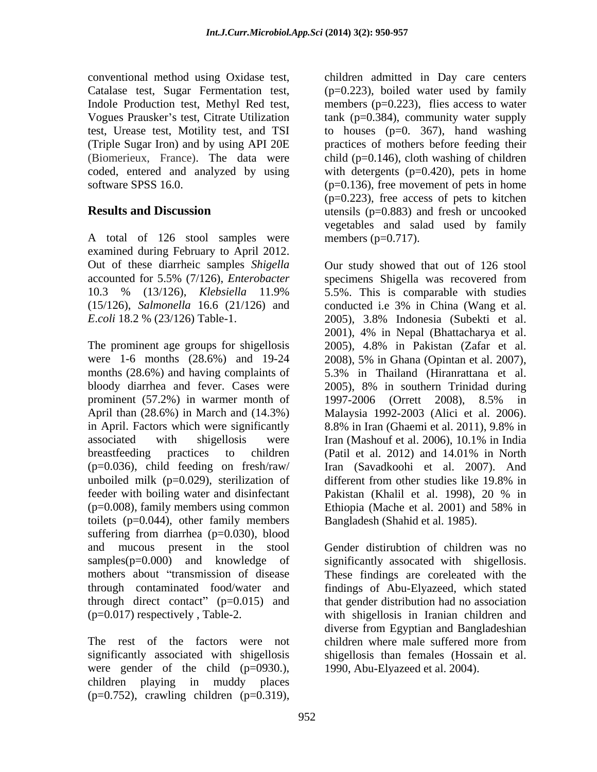conventional method using Oxidase test, Catalase test, Sugar Fermentation test, Indole Production test, Methyl Red test, Vogues Prausker's test, Citrate Utilization test, Urease test, Motility test, and TSI (Triple Sugar Iron) and by using API 20E (Biomerieux, France). The data were coded, entered and analyzed by using software SPSS 16.0.

## Results and Discussion

A total of 126 stool samples were examined during February to April 2012. Out of these diarrheic samples *Shigella* accounted for 5.5% (7/126), *Enterobacter* 10.3 % (13/126), *Klebsiella* 11.9% (15/126), *Salmonella* 16.6 (21/126) and *E.coli* 18.2 % (23/126) Table-1.

The prominent age groups for shigellosis were 1-6 months (28.6%) and 19-24 months (28.6%) and having complaints of bloody diarrhea and fever. Cases were prominent (57.2%) in warmer month of April than (28.6%) in March and (14.3%) in April. Factors which were significantly associated with shigellosis were breastfeeding practices to children (p=0.036), child feeding on fresh/raw/ unboiled milk (p=0.029), sterilization of feeder with boiling water and disinfectant (p=0.008), family members using common toilets (p=0.044), other family members suffering from diarrhea (p=0.030), blood and mucous present in the stool samples(p=0.000) and knowledge of mothers about "transmission of disease through contaminated food/water and through direct contact" (p=0.015) and (p=0.017) respectively , Table-2.

The rest of the factors were not significantly associated with shigellosis were gender of the child (p=0930.), children playing in muddy places (p=0.752), crawling children (p=0.319), children admitted in Day care centers (p=0.223), boiled water used by family members (p=0.223), flies access to water tank (p=0.384), community water supply to houses (p=0. 367), hand washing practices of mothers before feeding their child (p=0.146), cloth washing of children with detergents (p=0.420), pets in home (p=0.136), free movement of pets in home (p=0.223), free access of pets to kitchen utensils (p=0.883) and fresh or uncooked vegetables and salad used by family members (p=0.717).

Our study showed that out of 126 stool specimens Shigella was recovered from 5.5%. This is comparable with studies conducted i.e 3% in China (Wang et al. 2005), 3.8% Indonesia (Subekti et al. 2001), 4% in Nepal (Bhattacharya et al. 2005), 4.8% in Pakistan (Zafar et al. 2008), 5% in Ghana (Opintan et al. 2007), 5.3% in Thailand (Hiranrattana et al. 2005), 8% in southern Trinidad during 1997-2006 (Orrett 2008), 8.5% in Malaysia 1992-2003 (Alici et al. 2006). 8.8% in Iran (Ghaemi et al. 2011), 9.8% in Iran (Mashouf et al. 2006), 10.1% in India (Patil et al. 2012) and 14.01% in North Iran (Savadkoohi et al. 2007). And different from other studies like 19.8% in Pakistan (Khalil et al. 1998), 20 % in Ethiopia (Mache et al. 2001) and 58% in Bangladesh (Shahid et al. 1985).

Gender distirubtion of children was no significantly assocated with shigellosis. These findings are coreleated with the findings of Abu-Elyazeed, which stated that gender distribution had no association with shigellosis in Iranian children and diverse from Egyptian and Bangladeshian children where male suffered more from shigellosis than females (Hossain et al. 1990, Abu-Elyazeed et al. 2004).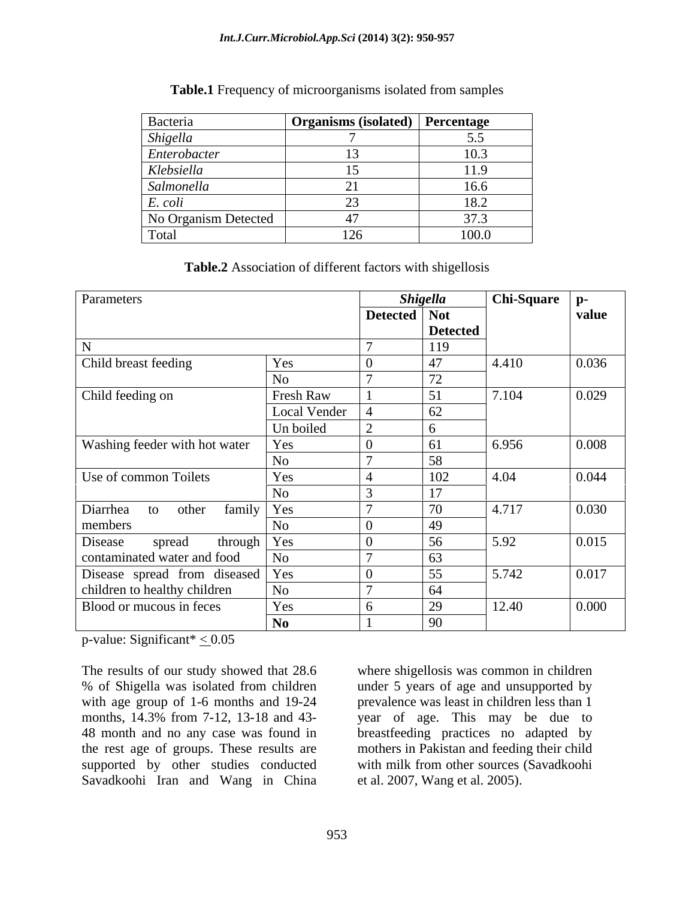**Table.1** Frequency of microorganisms isolated from samples

| Bacteria | Organisms (isolated) | Percentage |
|---|---|---|
| *Shigella* | 7 | 5.5 |
| *Enterobacter* | 13 | 10.3 |
| *Klebsiella* | 15 | 11.9 |
| *Salmonella* | 21 | 16.6 |
| *E. coli* | 23 | 18.2 |
| No Organism Detected | 47 | 37.3 |
| Total | 126 | 100.0 |

**Table.2** Association of different factors with shigellosis

| Parameters | | *Shigella* | | Chi-Square | p-value |
|---|---|---|---|---|---|
| | | Detected | Not Detected | | |
| N | | 7 | 119 | | |
| Child breast feeding | Yes | 0 | 47 | 4.410 | 0.036 |
| | No | 7 | 72 | | |
| Child feeding on | Fresh Raw | 1 | 51 | 7.104 | 0.029 |
| | Local Vender | 4 | 62 | | |
| | Un boiled | 2 | 6 | | |
| Washing feeder with hot water | Yes | 0 | 61 | 6.956 | 0.008 |
| | No | 7 | 58 | | |
| Use of common Toilets | Yes | 4 | 102 | 4.04 | 0.044 |
| | No | 3 | 17 | | |
| Diarrhea to other family members | Yes | 7 | 70 | 4.717 | 0.030 |
| | No | 0 | 49 | | |
| Disease spread through contaminated water and food | Yes | 0 | 56 | 5.92 | 0.015 |
| | No | 7 | 63 | | |
| Disease spread from diseased children to healthy children | Yes | 0 | 55 | 5.742 | 0.017 |
| | No | 7 | 64 | | |
| Blood or mucous in feces | Yes | 6 | 29 | 12.40 | 0.000 |
| | **No** | 1 | 90 | | |

p-value: Significant* $\leq$ 0.05

The results of our study showed that 28.6 % of Shigella was isolated from children with age group of 1-6 months and 19-24 months, 14.3% from 7-12, 13-18 and 43-48 month and no any case was found in the rest age of groups. These results are supported by other studies conducted Savadkoohi Iran and Wang in China where shigellosis was common in children under 5 years of age and unsupported by prevalence was least in children less than 1 year of age. This may be due to breastfeeding practices no adapted by mothers in Pakistan and feeding their child with milk from other sources (Savadkoohi et al. 2007, Wang et al. 2005).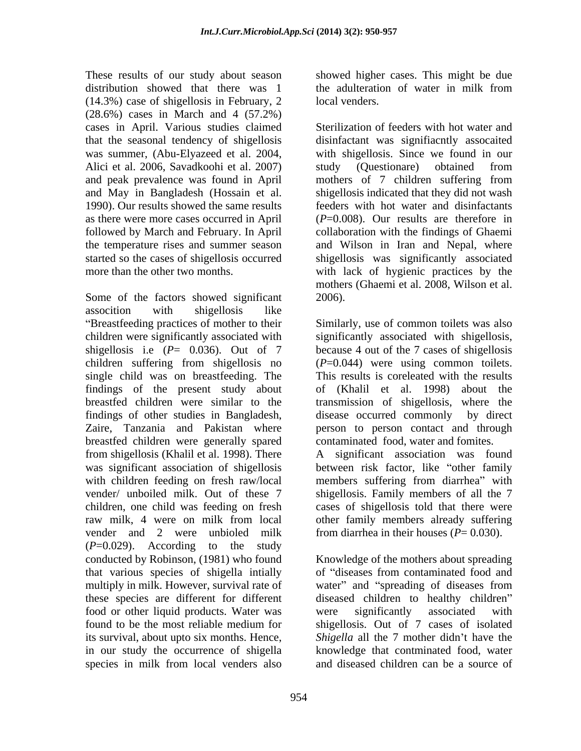These results of our study about season distribution showed that there was 1 (14.3%) case of shigellosis in February, 2 (28.6%) cases in March and 4 (57.2%) cases in April. Various studies claimed that the seasonal tendency of shigellosis was summer, (Abu-Elyazeed et al. 2004, Alici et al. 2006, Savadkoohi et al. 2007) and peak prevalence was found in April and May in Bangladesh (Hossain et al. 1990). Our results showed the same results as there were more cases occurred in April followed by March and February. In April the temperature rises and summer season started so the cases of shigellosis occurred more than the other two months.

Some of the factors showed significant assocition with shigellosis like "Breastfeeding practices of mother to their children were significantly associated with shigellosis i.e ($P$= 0.036). Out of 7 children suffering from shigellosis no single child was on breastfeeding. The findings of the present study about breastfed children were similar to the findings of other studies in Bangladesh, Zaire, Tanzania and Pakistan where breastfed children were generally spared from shigellosis (Khalil et al. 1998). There was significant association of shigellosis with children feeding on fresh raw/local vender/ unboiled milk. Out of these 7 children, one child was feeding on fresh raw milk, 4 were on milk from local vender and 2 were unbioled milk ($P$=0.029). According to the study conducted by Robinson, (1981) who found that various species of shigella intially multiply in milk. However, survival rate of these species are different for different food or other liquid products. Water was found to be the most reliable medium for its survival, about upto six months. Hence, in our study the occurrence of shigella species in milk from local venders also showed higher cases. This might be due the adulteration of water in milk from local venders.

Sterilization of feeders with hot water and disinfactant was signifiacntly assocaited with shigellosis. Since we found in our study (Questionare) obtained from mothers of 7 children suffering from shigellosis indicated that they did not wash feeders with hot water and disinfactants ($P$=0.008). Our results are therefore in collaboration with the findings of Ghaemi and Wilson in Iran and Nepal, where shigellosis was significantly associated with lack of hygienic practices by the mothers (Ghaemi et al. 2008, Wilson et al. 2006).

Similarly, use of common toilets was also significantly associated with shigellosis, because 4 out of the 7 cases of shigellosis ($P$=0.044) were using common toilets. This results is coreleated with the results of (Khalil et al. 1998) about the transmission of shigellosis, where the disease occurred commonly by direct person to person contact and through contaminated food, water and fomites.

A significant association was found between risk factor, like "other family members suffering from diarrhea" with shigellosis. Family members of all the 7 cases of shigellosis told that there were other family members already suffering from diarrhea in their houses ($P$= 0.030).

Knowledge of the mothers about spreading of "diseases from contaminated food and water" and "spreading of diseases from diseased children to healthy children" were significantly associated with shigellosis. Out of 7 cases of isolated *Shigella* all the 7 mother didn't have the knowledge that contminated food, water and diseased children can be a source of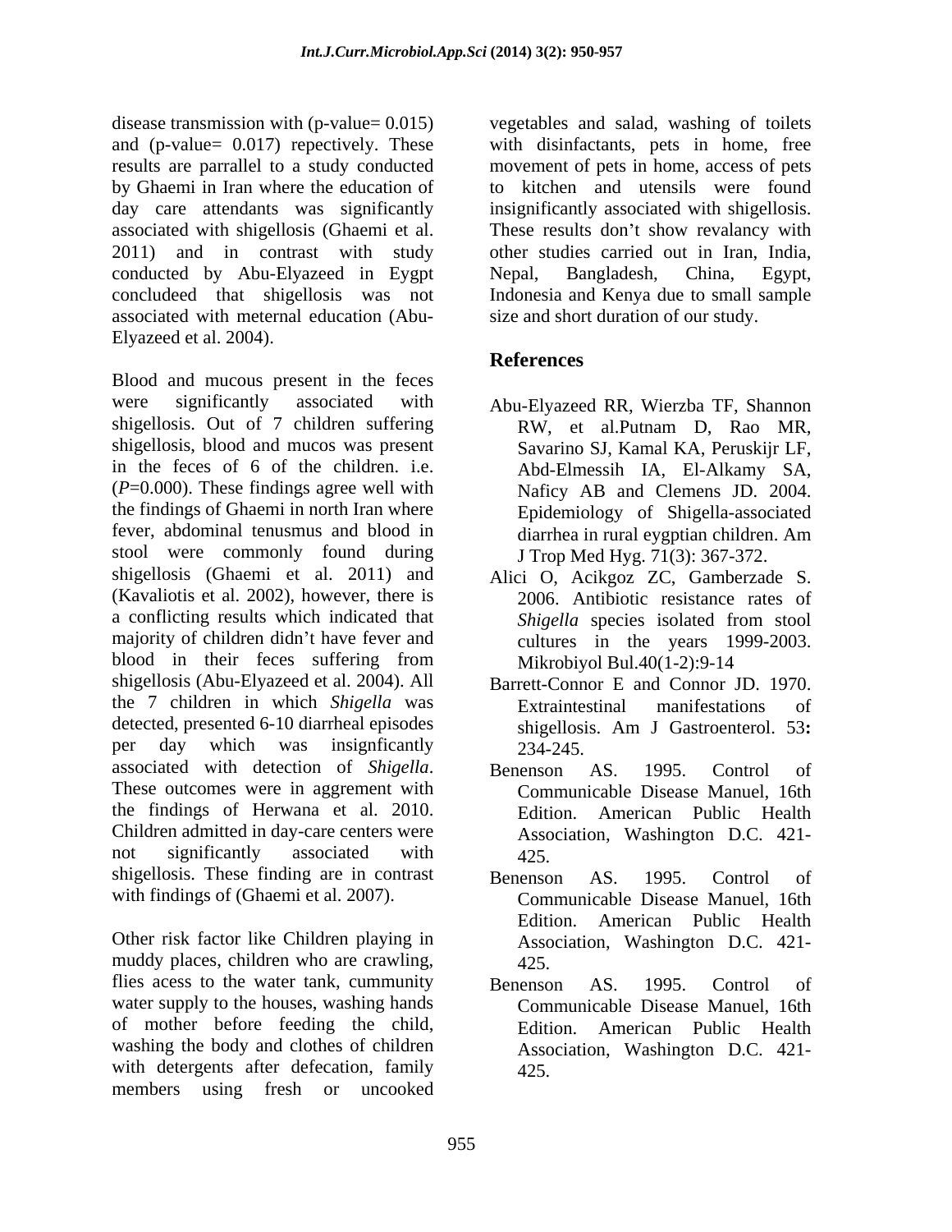disease transmission with (p-value= 0.015) and (p-value= 0.017) repectively. These results are parrallel to a study conducted by Ghaemi in Iran where the education of day care attendants was significantly associated with shigellosis (Ghaemi et al. 2011) and in contrast with study conducted by Abu-Elyazeed in Eygpt concludeed that shigellosis was not associated with meternal education (Abu-Elyazeed et al. 2004).

Blood and mucous present in the feces were significantly associated with shigellosis. Out of 7 children suffering shigellosis, blood and mucos was present in the feces of 6 of the children. i.e. ($P$=0.000). These findings agree well with the findings of Ghaemi in north Iran where fever, abdominal tenusmus and blood in stool were commonly found during shigellosis (Ghaemi et al. 2011) and (Kavaliotis et al. 2002), however, there is a conflicting results which indicated that majority of children didn't have fever and blood in their feces suffering from shigellosis (Abu-Elyazeed et al. 2004). All the 7 children in which *Shigella* was detected, presented 6-10 diarrheal episodes per day which was insignficantly associated with detection of *Shigella*. These outcomes were in aggrement with the findings of Herwana et al. 2010. Children admitted in day-care centers were not significantly associated with shigellosis. These finding are in contrast with findings of (Ghaemi et al. 2007).

Other risk factor like Children playing in muddy places, children who are crawling, flies acess to the water tank, cummunity water supply to the houses, washing hands of mother before feeding the child, washing the body and clothes of children with detergents after defecation, family members using fresh or uncooked vegetables and salad, washing of toilets with disinfactants, pets in home, free movement of pets in home, access of pets to kitchen and utensils were found insignificantly associated with shigellosis. These results don't show revalancy with other studies carried out in Iran, India, Nepal, Bangladesh, China, Egypt, Indonesia and Kenya due to small sample size and short duration of our study.

## References

Abu-Elyazeed RR, Wierzba TF, Shannon RW, et al.Putnam D, Rao MR, Savarino SJ, Kamal KA, Peruskijr LF, Abd-Elmessih IA, El-Alkamy SA, Naficy AB and Clemens JD. 2004. Epidemiology of Shigella-associated diarrhea in rural eygptian children. Am J Trop Med Hyg. 71(3): 367-372.

Alici O, Acikgoz ZC, Gamberzade S. 2006. Antibiotic resistance rates of *Shigella* species isolated from stool cultures in the years 1999-2003. Mikrobiyol Bul.40(1-2):9-14

Barrett-Connor E and Connor JD. 1970. Extraintestinal manifestations of shigellosis. Am J Gastroenterol. 53**:** 234-245.

Benenson AS. 1995. Control of Communicable Disease Manuel, 16th Edition. American Public Health Association, Washington D.C. 421-425.

Benenson AS. 1995. Control of Communicable Disease Manuel, 16th Edition. American Public Health Association, Washington D.C. 421-425.

Benenson AS. 1995. Control of Communicable Disease Manuel, 16th Edition. American Public Health Association, Washington D.C. 421-425.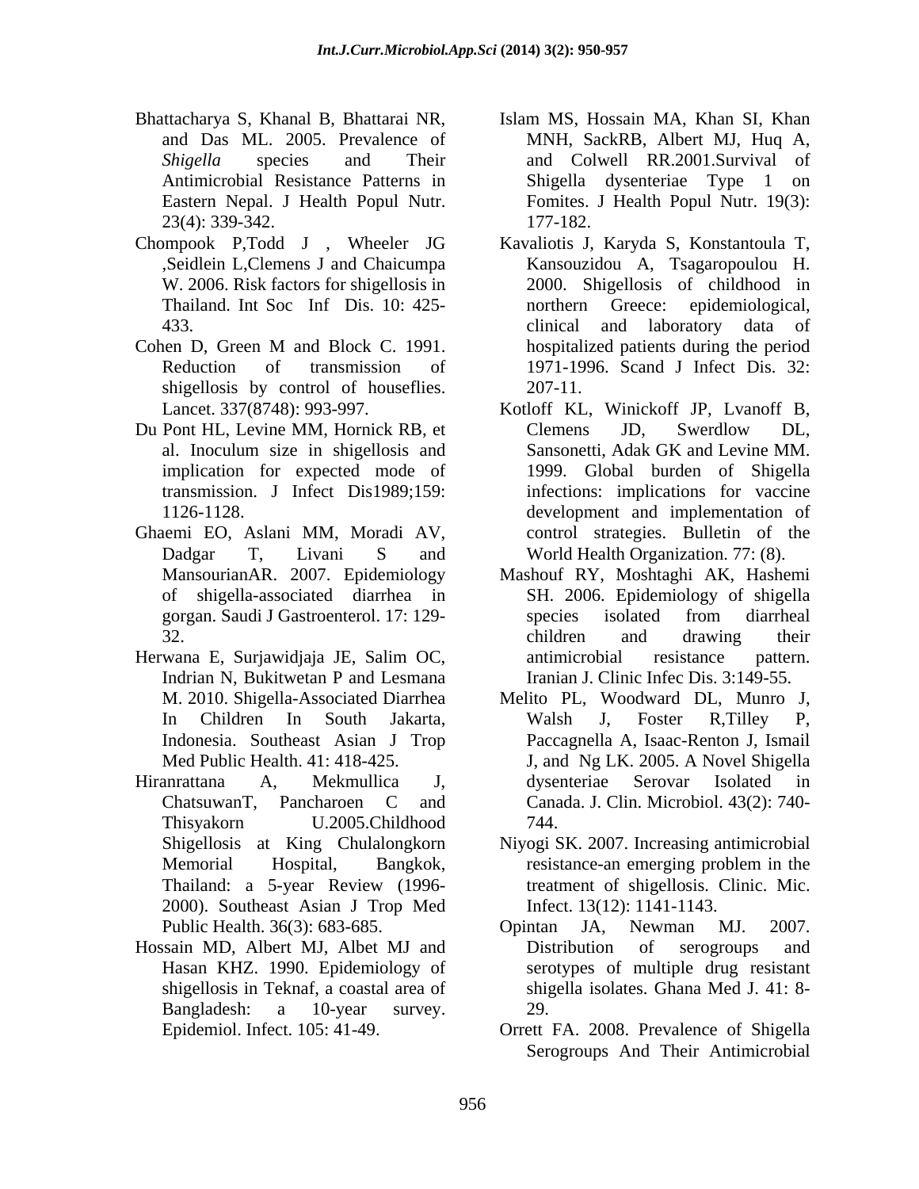Bhattacharya S, Khanal B, Bhattarai NR, and Das ML. 2005. Prevalence of *Shigella* species and Their Antimicrobial Resistance Patterns in Eastern Nepal. J Health Popul Nutr. 23(4): 339-342.

Chompook P,Todd J , Wheeler JG ,Seidlein L,Clemens J and Chaicumpa W. 2006. Risk factors for shigellosis in Thailand. Int Soc Inf Dis. 10: 425-433.

Cohen D, Green M and Block C. 1991. Reduction of transmission of shigellosis by control of houseflies. Lancet. 337(8748): 993-997.

Du Pont HL, Levine MM, Hornick RB, et al. Inoculum size in shigellosis and implication for expected mode of transmission. J Infect Dis1989;159: 1126-1128.

Ghaemi EO, Aslani MM, Moradi AV, Dadgar T, Livani S and MansourianAR. 2007. Epidemiology of shigella-associated diarrhea in gorgan. Saudi J Gastroenterol. 17: 129-32.

Herwana E, Surjawidjaja JE, Salim OC, Indrian N, Bukitwetan P and Lesmana M. 2010. Shigella-Associated Diarrhea In Children In South Jakarta, Indonesia. Southeast Asian J Trop Med Public Health. 41: 418-425.

Hiranrattana A, Mekmullica J, ChatsuwanT, Pancharoen C and Thisyakorn U.2005.Childhood Shigellosis at King Chulalongkorn Memorial Hospital, Bangkok, Thailand: a 5-year Review (1996-2000). Southeast Asian J Trop Med Public Health. 36(3): 683-685.

Hossain MD, Albert MJ, Albet MJ and Hasan KHZ. 1990. Epidemiology of shigellosis in Teknaf, a coastal area of Bangladesh: a 10-year survey. Epidemiol. Infect. 105: 41-49.

Islam MS, Hossain MA, Khan SI, Khan MNH, SackRB, Albert MJ, Huq A, and Colwell RR.2001.Survival of Shigella dysenteriae Type 1 on Fomites. J Health Popul Nutr. 19(3): 177-182.

Kavaliotis J, Karyda S, Konstantoula T, Kansouzidou A, Tsagaropoulou H. 2000. Shigellosis of childhood in northern Greece: epidemiological, clinical and laboratory data of hospitalized patients during the period 1971-1996. Scand J Infect Dis. 32: 207-11.

Kotloff KL, Winickoff JP, Lvanoff B, Clemens JD, Swerdlow DL, Sansonetti, Adak GK and Levine MM. 1999. Global burden of Shigella infections: implications for vaccine development and implementation of control strategies. Bulletin of the World Health Organization. 77: (8).

Mashouf RY, Moshtaghi AK, Hashemi SH. 2006. Epidemiology of shigella species isolated from diarrheal children and drawing their antimicrobial resistance pattern. Iranian J. Clinic Infec Dis. 3:149-55.

Melito PL, Woodward DL, Munro J, Walsh J, Foster R,Tilley P, Paccagnella A, Isaac-Renton J, Ismail J, and Ng LK. 2005. A Novel Shigella dysenteriae Serovar Isolated in Canada. J. Clin. Microbiol. 43(2): 740-744.

Niyogi SK. 2007. Increasing antimicrobial resistance-an emerging problem in the treatment of shigellosis. Clinic. Mic. Infect. 13(12): 1141-1143.

Opintan JA, Newman MJ. 2007. Distribution of serogroups and serotypes of multiple drug resistant shigella isolates. Ghana Med J. 41: 8-29.

Orrett FA. 2008. Prevalence of Shigella Serogroups And Their Antimicrobial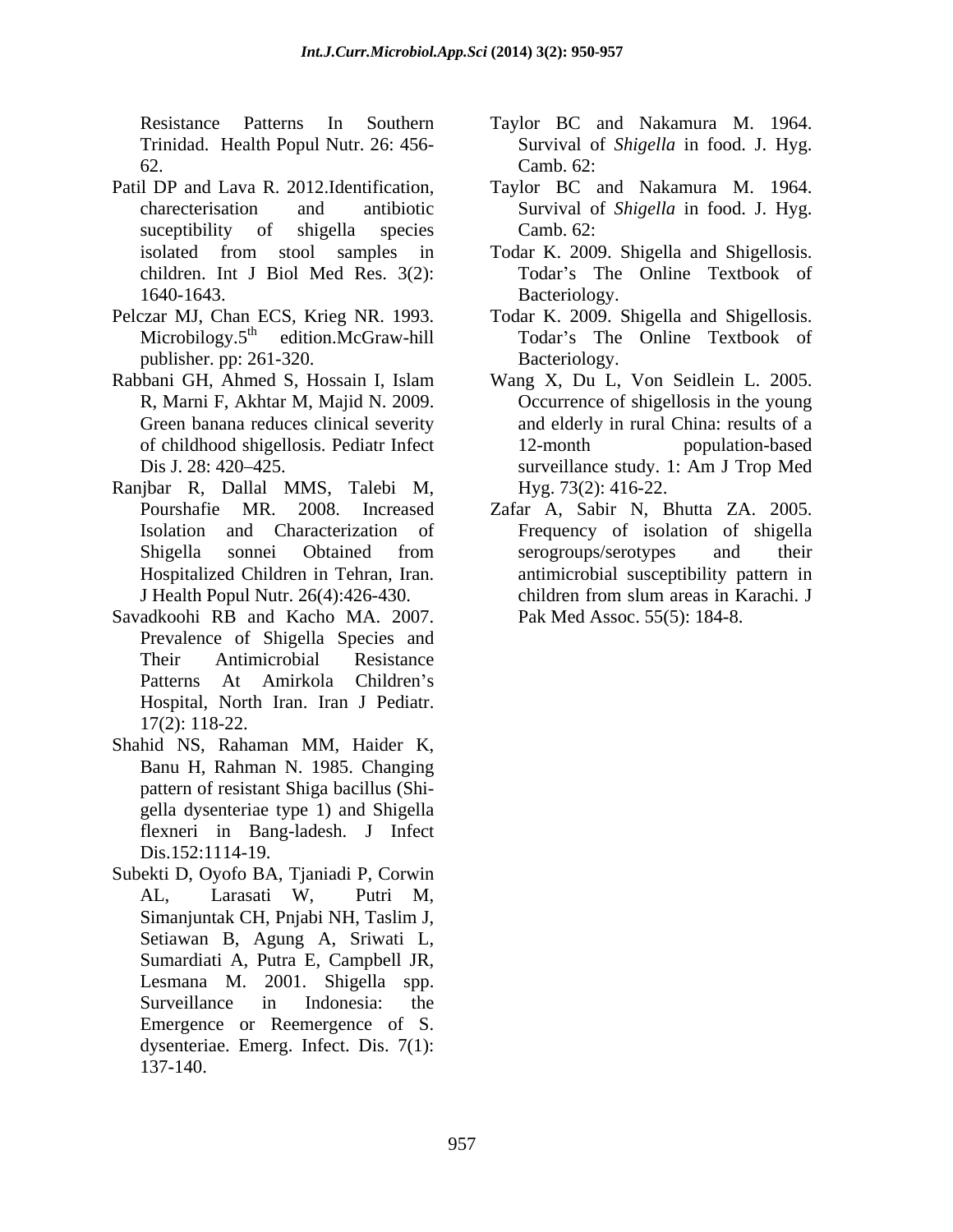Resistance Patterns In Southern Trinidad. Health Popul Nutr. 26: 456-62.

Patil DP and Lava R. 2012.Identification, charecterisation and antibiotic suceptibility of shigella species isolated from stool samples in children. Int J Biol Med Res. 3(2): 1640-1643.

Pelczar MJ, Chan ECS, Krieg NR. 1993. Microbilogy.5th edition.McGraw-hill publisher. pp: 261-320.

Rabbani GH, Ahmed S, Hossain I, Islam R, Marni F, Akhtar M, Majid N. 2009. Green banana reduces clinical severity of childhood shigellosis. Pediatr Infect Dis J. 28: 420–425.

Ranjbar R, Dallal MMS, Talebi M, Pourshafie MR. 2008. Increased Isolation and Characterization of Shigella sonnei Obtained from Hospitalized Children in Tehran, Iran. J Health Popul Nutr. 26(4):426-430.

Savadkoohi RB and Kacho MA. 2007. Prevalence of Shigella Species and Their Antimicrobial Resistance Patterns At Amirkola Children's Hospital, North Iran. Iran J Pediatr. 17(2): 118-22.

Shahid NS, Rahaman MM, Haider K, Banu H, Rahman N. 1985. Changing pattern of resistant Shiga bacillus (Shigella dysenteriae type 1) and Shigella flexneri in Bang-ladesh. J Infect Dis.152:1114-19.

Subekti D, Oyofo BA, Tjaniadi P, Corwin AL, Larasati W, Putri M, Simanjuntak CH, Pnjabi NH, Taslim J, Setiawan B, Agung A, Sriwati L, Sumardiati A, Putra E, Campbell JR, Lesmana M. 2001. Shigella spp. Surveillance in Indonesia: the Emergence or Reemergence of S. dysenteriae. Emerg. Infect. Dis. 7(1): 137-140.

Taylor BC and Nakamura M. 1964. Survival of *Shigella* in food. J. Hyg. Camb. 62:

Taylor BC and Nakamura M. 1964. Survival of *Shigella* in food. J. Hyg. Camb. 62:

Todar K. 2009. Shigella and Shigellosis. Todar's The Online Textbook of Bacteriology.

Todar K. 2009. Shigella and Shigellosis. Todar's The Online Textbook of Bacteriology.

Wang X, Du L, Von Seidlein L. 2005. Occurrence of shigellosis in the young and elderly in rural China: results of a 12-month population-based surveillance study. 1: Am J Trop Med Hyg. 73(2): 416-22.

Zafar A, Sabir N, Bhutta ZA. 2005. Frequency of isolation of shigella serogroups/serotypes and their antimicrobial susceptibility pattern in children from slum areas in Karachi. J Pak Med Assoc. 55(5): 184-8.